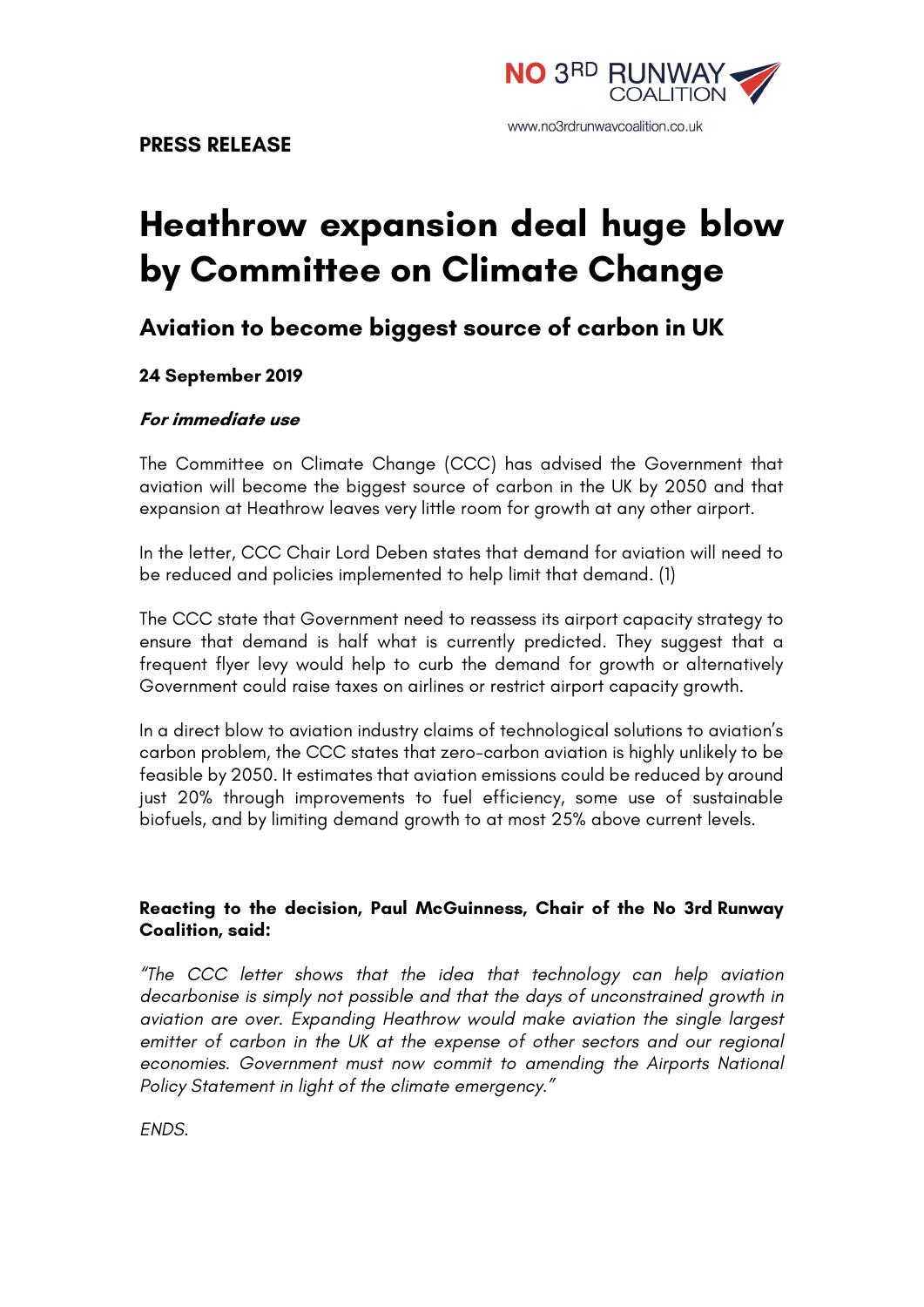NO 3RD RUNWAY COALITION

www.no3rdrunwaycoalition.co.uk

**PRESS RELEASE**

# Heathrow expansion deal huge blow by Committee on Climate Change

## Aviation to become biggest source of carbon in UK

**24 September 2019**

***For immediate use***

The Committee on Climate Change (CCC) has advised the Government that aviation will become the biggest source of carbon in the UK by 2050 and that expansion at Heathrow leaves very little room for growth at any other airport.

In the letter, CCC Chair Lord Deben states that demand for aviation will need to be reduced and policies implemented to help limit that demand. (1)

The CCC state that Government need to reassess its airport capacity strategy to ensure that demand is half what is currently predicted. They suggest that a frequent flyer levy would help to curb the demand for growth or alternatively Government could raise taxes on airlines or restrict airport capacity growth.

In a direct blow to aviation industry claims of technological solutions to aviation's carbon problem, the CCC states that zero-carbon aviation is highly unlikely to be feasible by 2050. It estimates that aviation emissions could be reduced by around just 20% through improvements to fuel efficiency, some use of sustainable biofuels, and by limiting demand growth to at most 25% above current levels.

**Reacting to the decision, Paul McGuinness, Chair of the No 3rd Runway Coalition, said:**

*"The CCC letter shows that the idea that technology can help aviation decarbonise is simply not possible and that the days of unconstrained growth in aviation are over. Expanding Heathrow would make aviation the single largest emitter of carbon in the UK at the expense of other sectors and our regional economies. Government must now commit to amending the Airports National Policy Statement in light of the climate emergency."*

*ENDS.*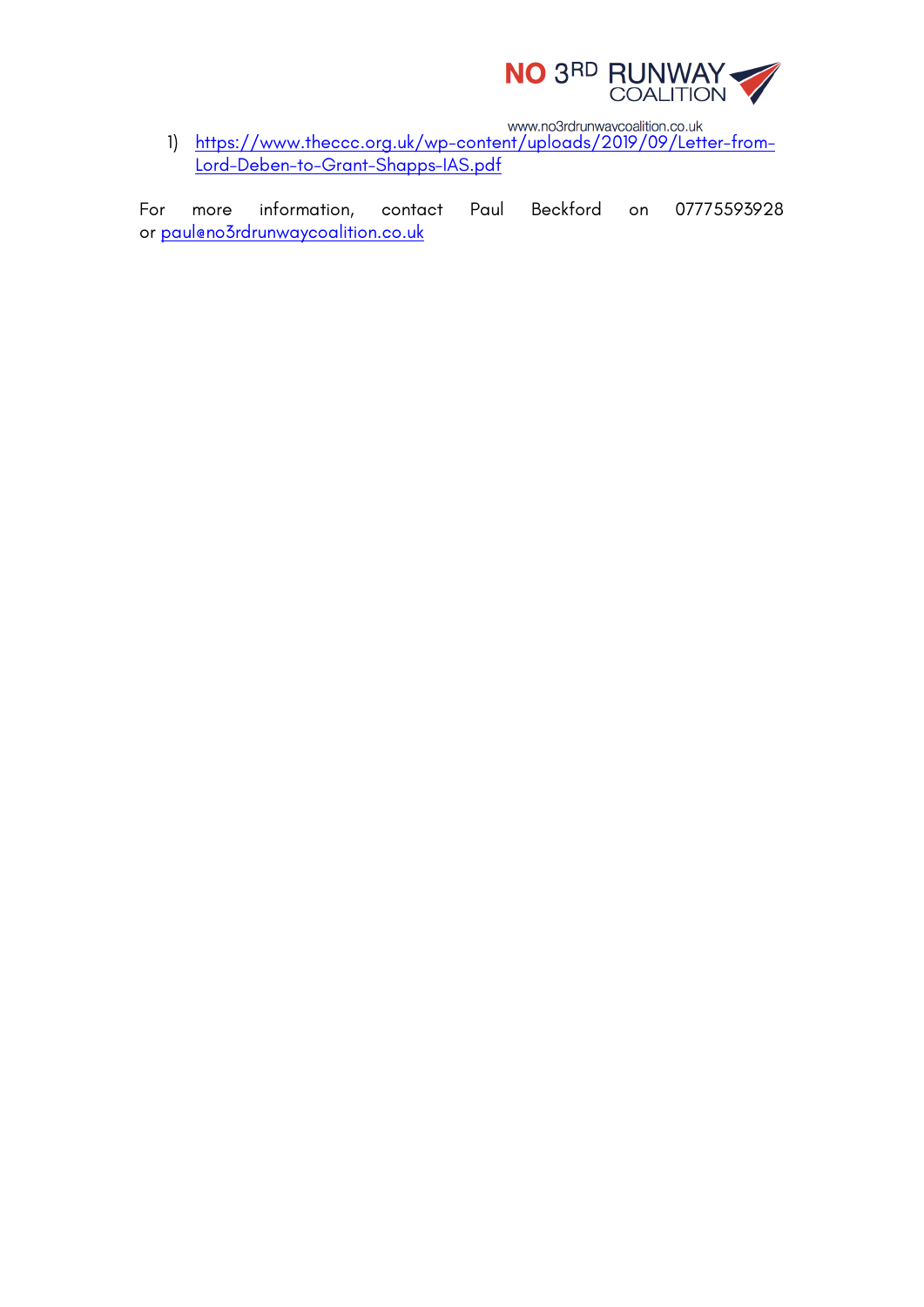1) https://www.theccc.org.uk/wp-content/uploads/2019/09/Letter-from-Lord-Deben-to-Grant-Shapps-IAS.pdf

For more information, contact Paul Beckford on 07775593928 or paul@no3rdrunwaycoalition.co.uk